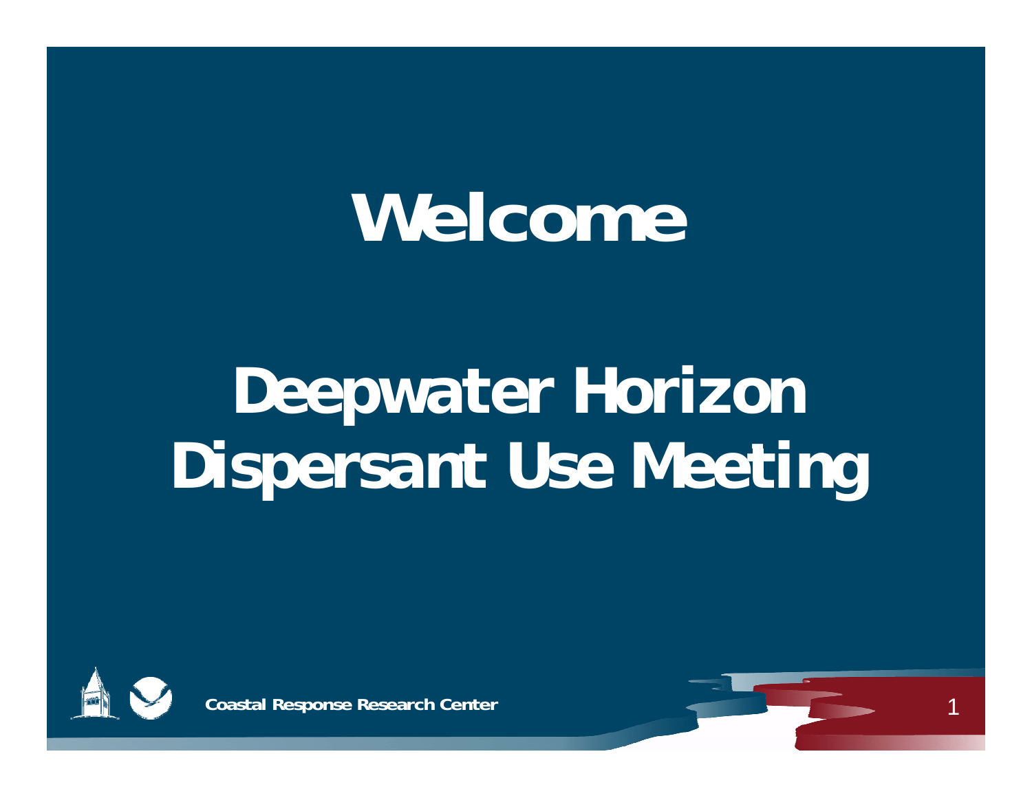# Welcome

# Deepwater Horizon Dispersant Use Meeting

Coastal Response Research Center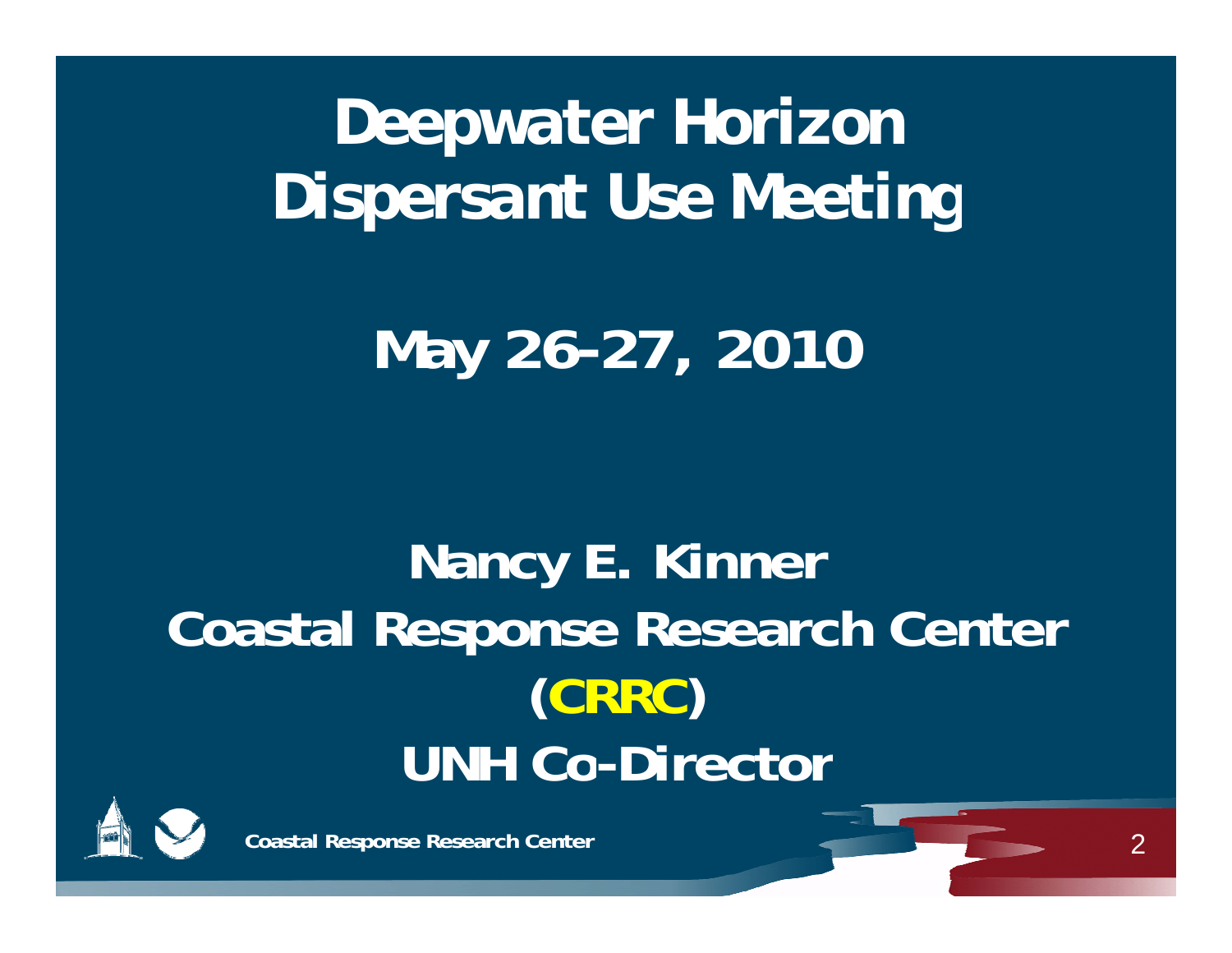# Deepwater Horizon Dispersant Use Meeting

## May 26-27, 2010

**Nancy E. Kinner**
**Coastal Response Research Center (CRRC)**
**UNH Co-Director**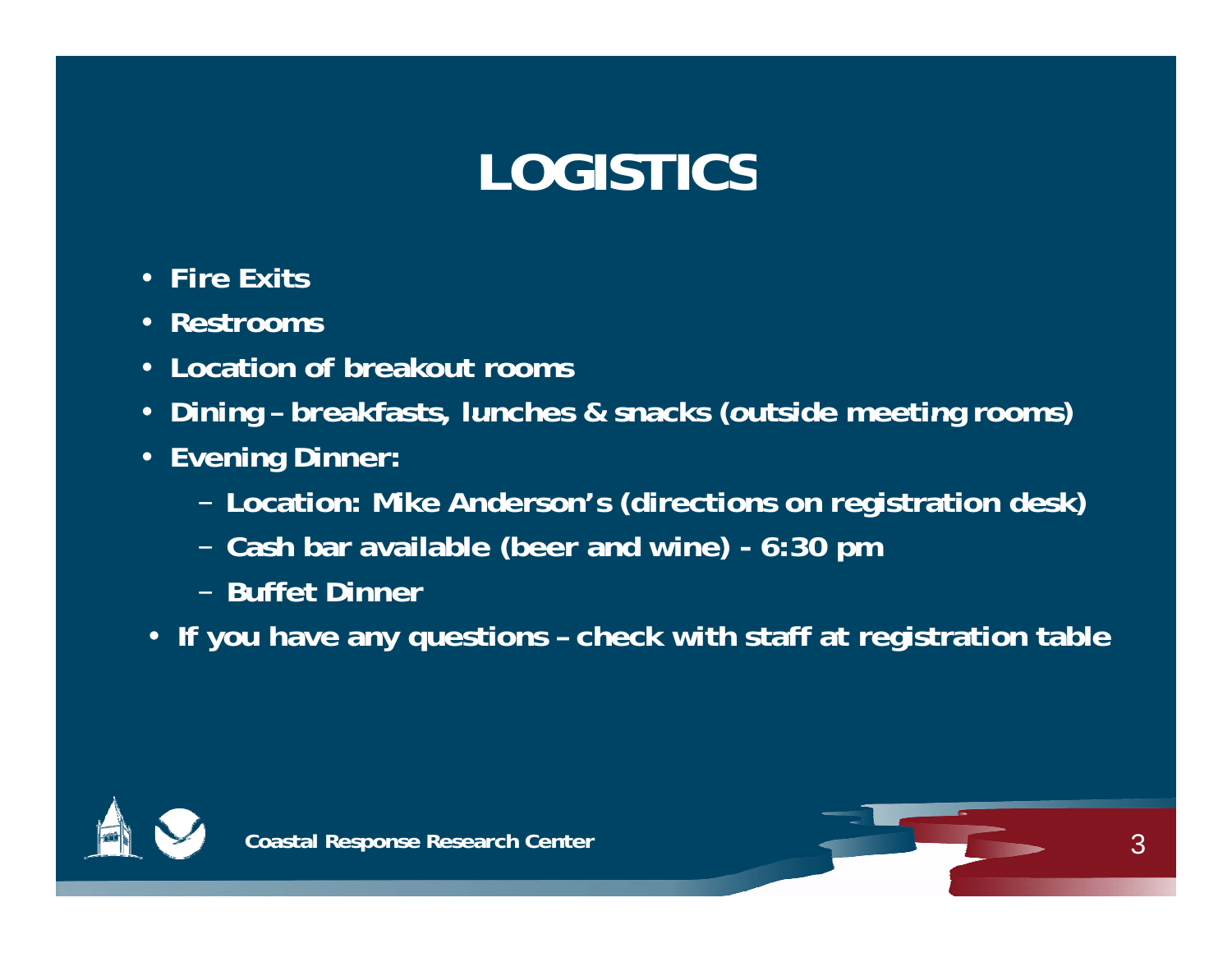# LOGISTICS

- **Fire Exits**
- **Restrooms**
- **Location of breakout rooms**
- **Dining – breakfasts, lunches & snacks (outside meeting rooms)**
- **Evening Dinner:**
  - **Location: Mike Anderson's (directions on registration desk)**
  - **Cash bar available (beer and wine) - 6:30 pm**
  - **Buffet Dinner**
- **If you have any questions – check with staff at registration table**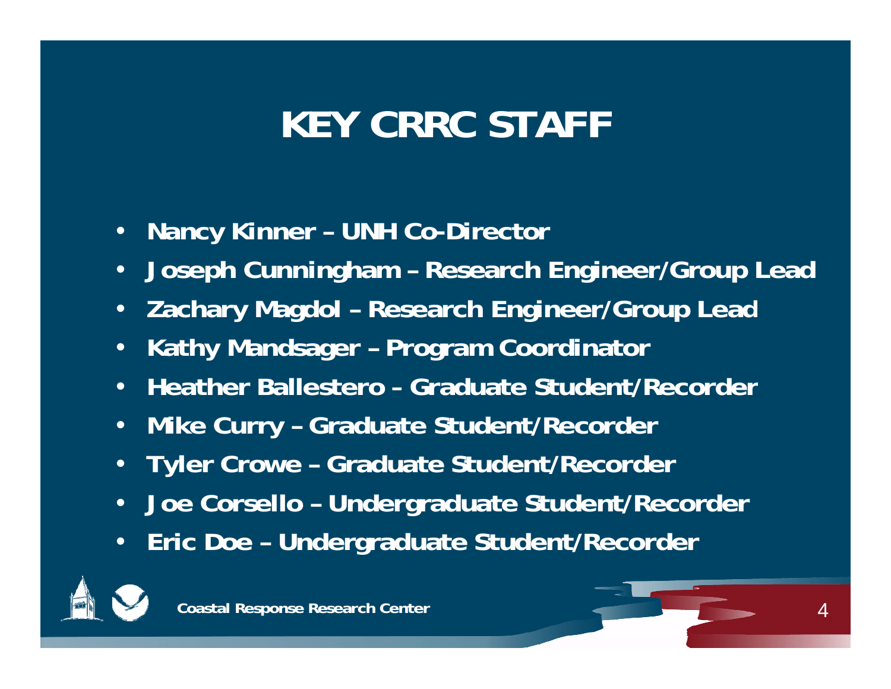# KEY CRRC STAFF

- Nancy Kinner – UNH Co-Director
- Joseph Cunningham – Research Engineer/Group Lead
- Zachary Magdol – Research Engineer/Group Lead
- Kathy Mandsager – Program Coordinator
- Heather Ballestero – Graduate Student/Recorder
- Mike Curry – Graduate Student/Recorder
- Tyler Crowe – Graduate Student/Recorder
- Joe Corsello – Undergraduate Student/Recorder
- Eric Doe – Undergraduate Student/Recorder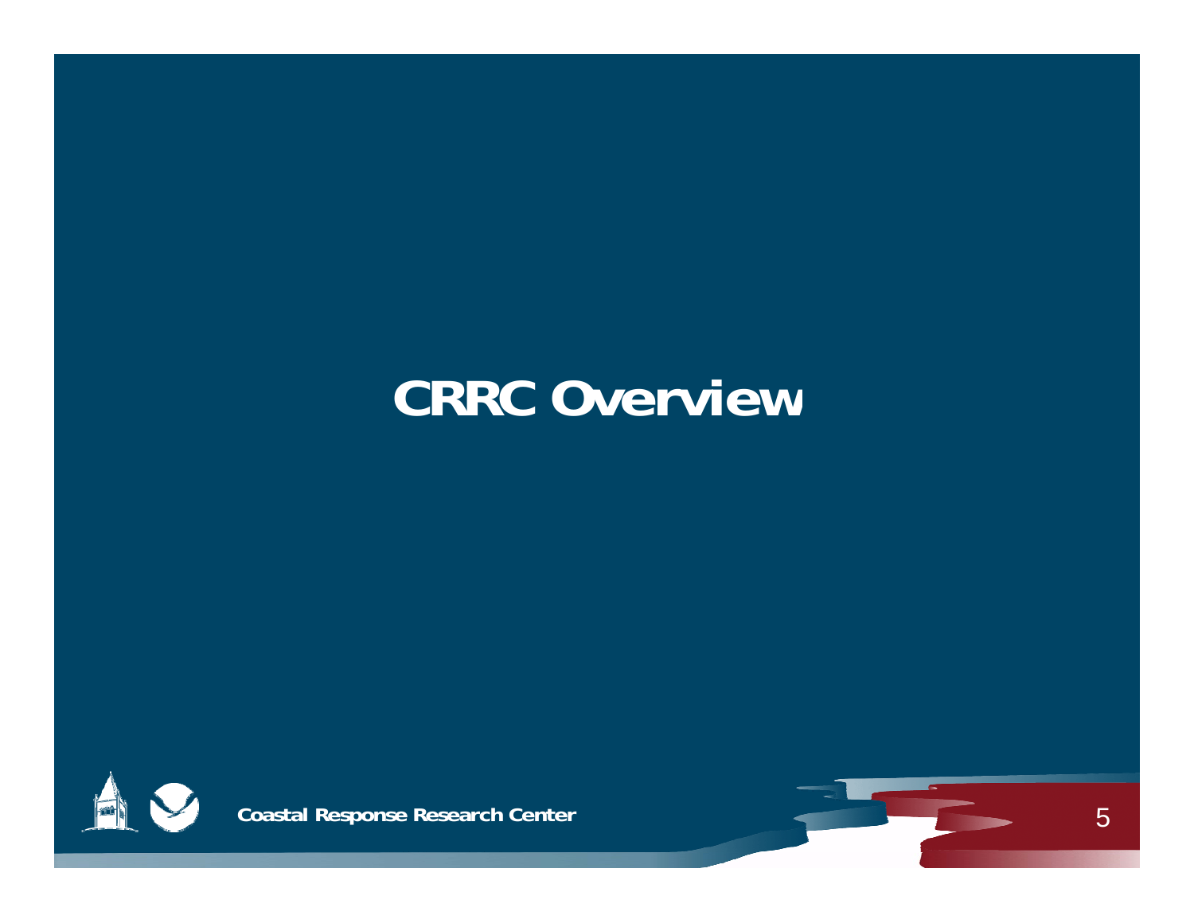# CRRC Overview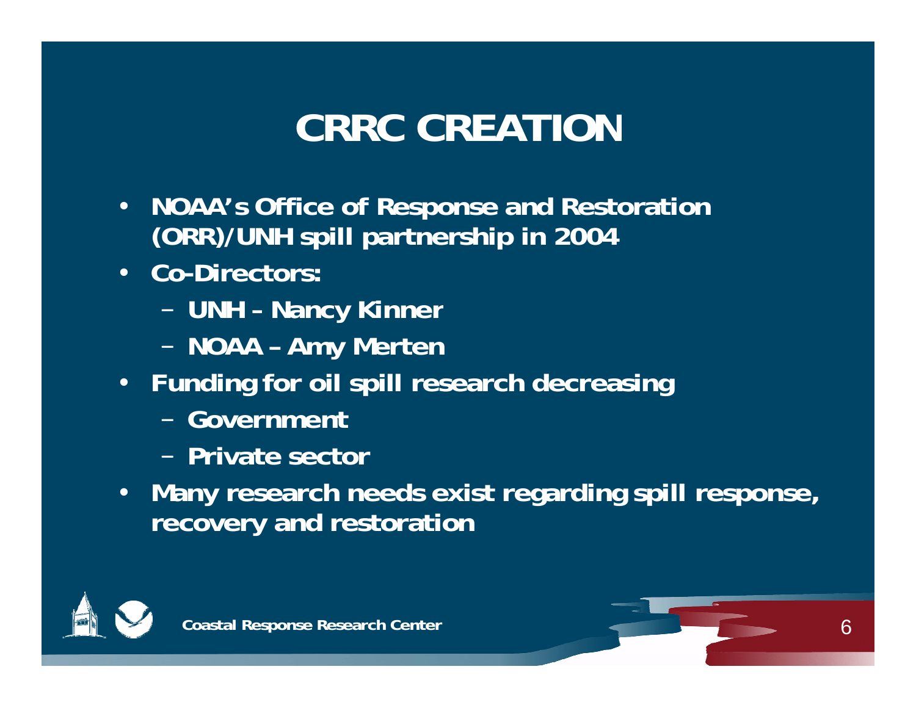# CRRC CREATION

- NOAA's Office of Response and Restoration (ORR)/UNH spill partnership in 2004
- Co-Directors:
  - UNH - Nancy Kinner
  - NOAA – Amy Merten
- Funding for oil spill research decreasing
  - Government
  - Private sector
- Many research needs exist regarding spill response, recovery and restoration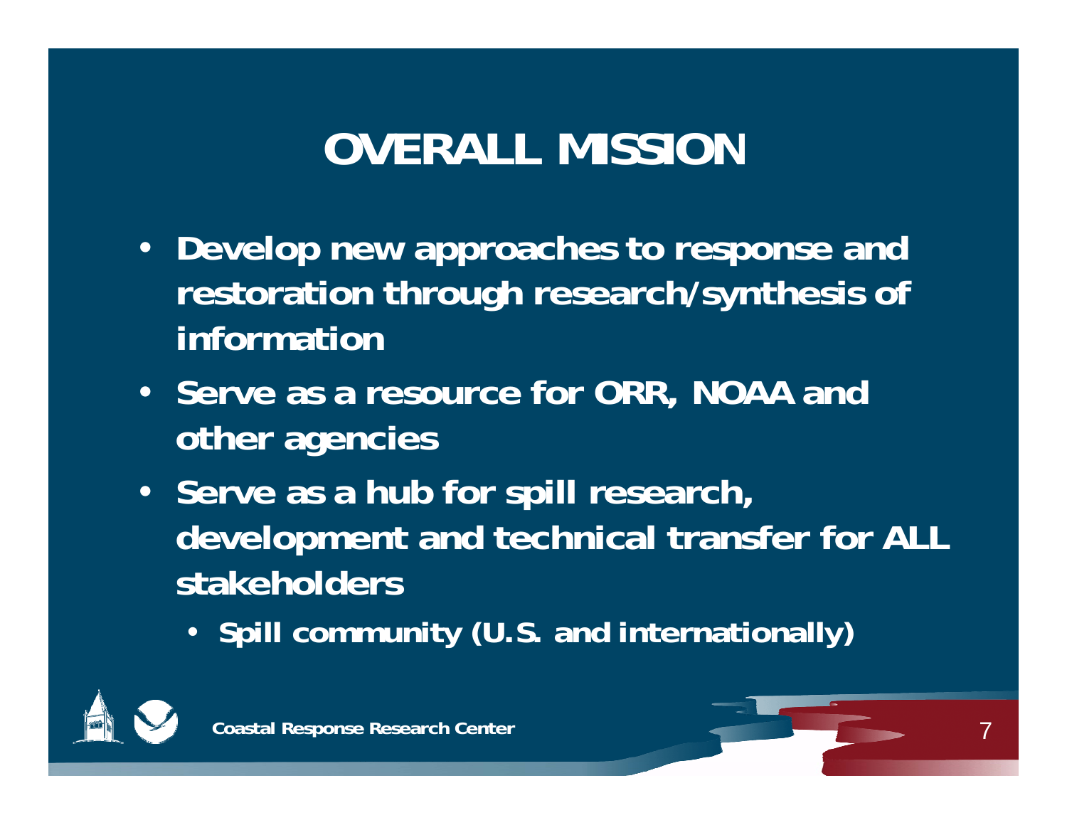# OVERALL MISSION

- **Develop new approaches to response and restoration through research/synthesis of information**
- **Serve as a resource for ORR, NOAA and other agencies**
- **Serve as a hub for spill research, development and technical transfer for ALL stakeholders**
  - **Spill community (U.S. and internationally)**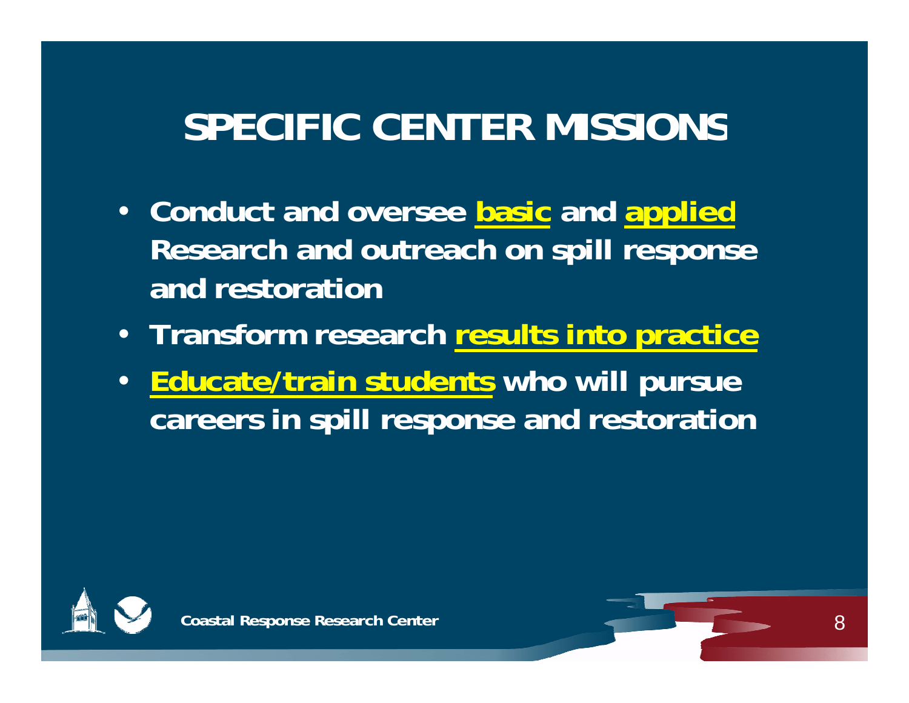# SPECIFIC CENTER MISSIONS

- **Conduct and oversee basic and applied Research and outreach on spill response and restoration**
- **Transform research results into practice**
- **Educate/train students who will pursue careers in spill response and restoration**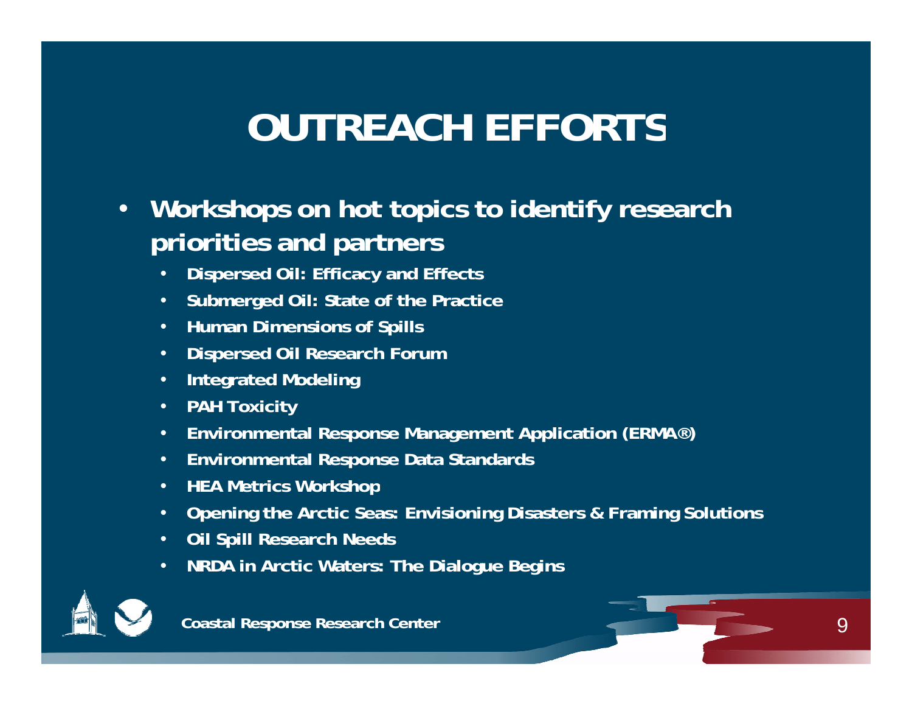# OUTREACH EFFORTS

- **Workshops on hot topics to identify research priorities and partners**
  - **Dispersed Oil: Efficacy and Effects**
  - **Submerged Oil: State of the Practice**
  - **Human Dimensions of Spills**
  - **Dispersed Oil Research Forum**
  - **Integrated Modeling**
  - **PAH Toxicity**
  - **Environmental Response Management Application (ERMA®)**
  - **Environmental Response Data Standards**
  - **HEA Metrics Workshop**
  - **Opening the Arctic Seas: Envisioning Disasters & Framing Solutions**
  - **Oil Spill Research Needs**
  - **NRDA in Arctic Waters: The Dialogue Begins**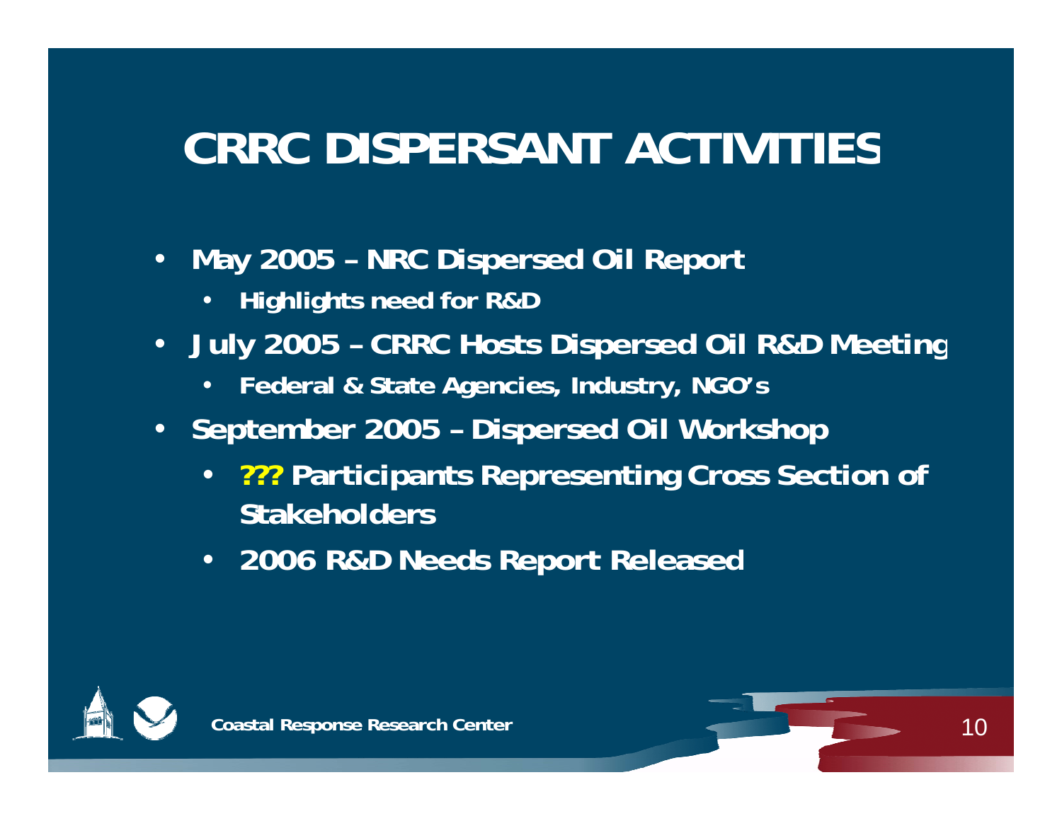# CRRC DISPERSANT ACTIVITIES

- **May 2005 – NRC Dispersed Oil Report**
  - **Highlights need for R&D**
- **July 2005 – CRRC Hosts Dispersed Oil R&D Meeting**
  - **Federal & State Agencies, Industry, NGO's**
- **September 2005 – Dispersed Oil Workshop**
  - **??? Participants Representing Cross Section of Stakeholders**
  - **2006 R&D Needs Report Released**

**Coastal Response Research Center**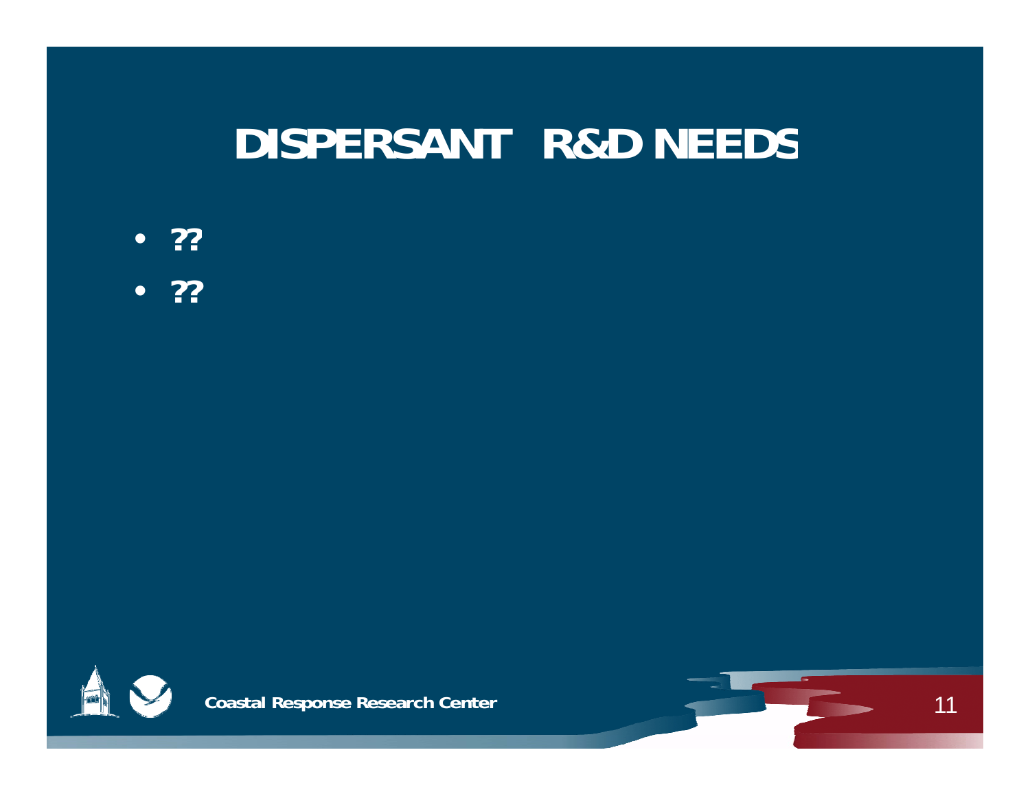# DISPERSANT R&D NEEDS

- ??
- ??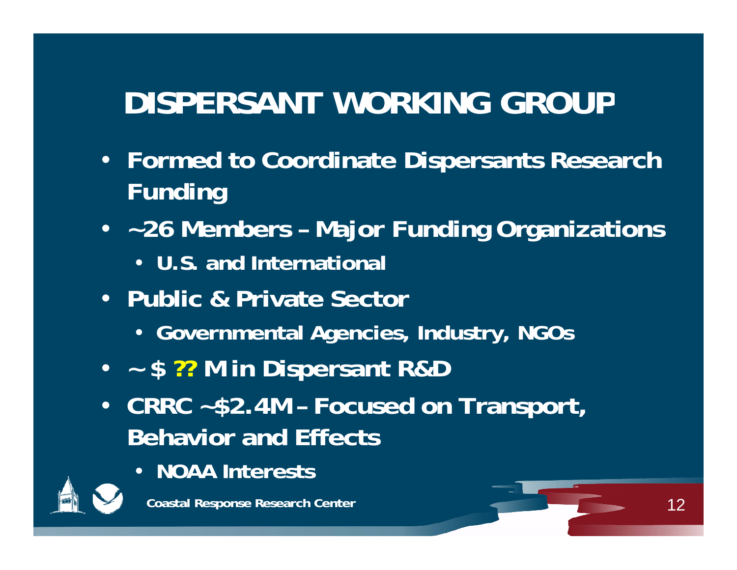# DISPERSANT WORKING GROUP

- Formed to Coordinate Dispersants Research Funding
- ~26 Members – Major Funding Organizations
  - U.S. and International
- Public & Private Sector
  - Governmental Agencies, Industry, NGOs
- ~ $ ?? M in Dispersant R&D
- CRRC ~$2.4M – Focused on Transport, Behavior and Effects
  - NOAA Interests

Coastal Response Research Center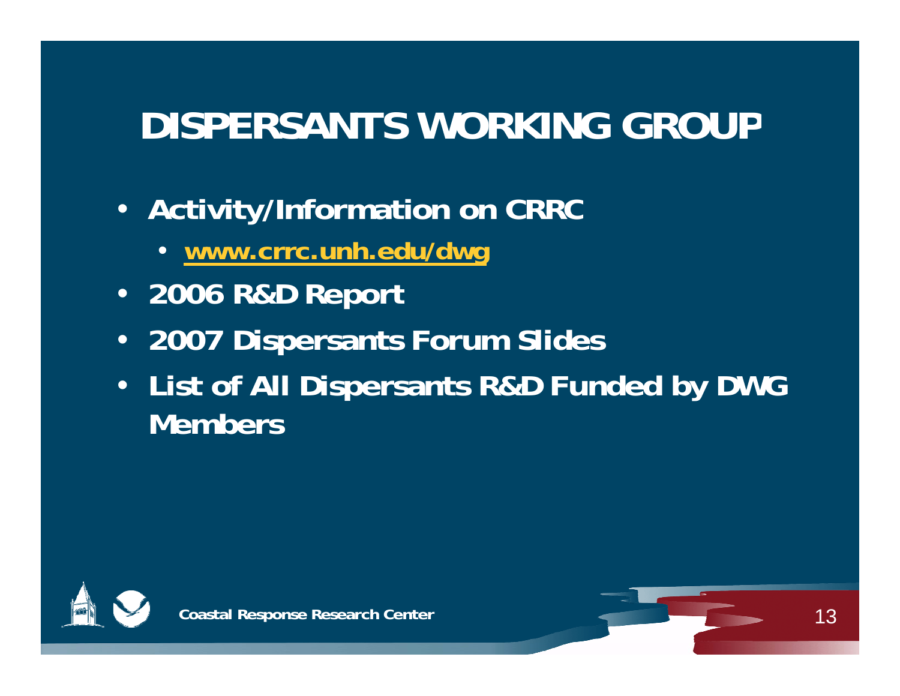# DISPERSANTS WORKING GROUP

- Activity/Information on CRRC
  - www.crrc.unh.edu/dwg
- 2006 R&D Report
- 2007 Dispersants Forum Slides
- List of All Dispersants R&D Funded by DWG Members

Coastal Response Research Center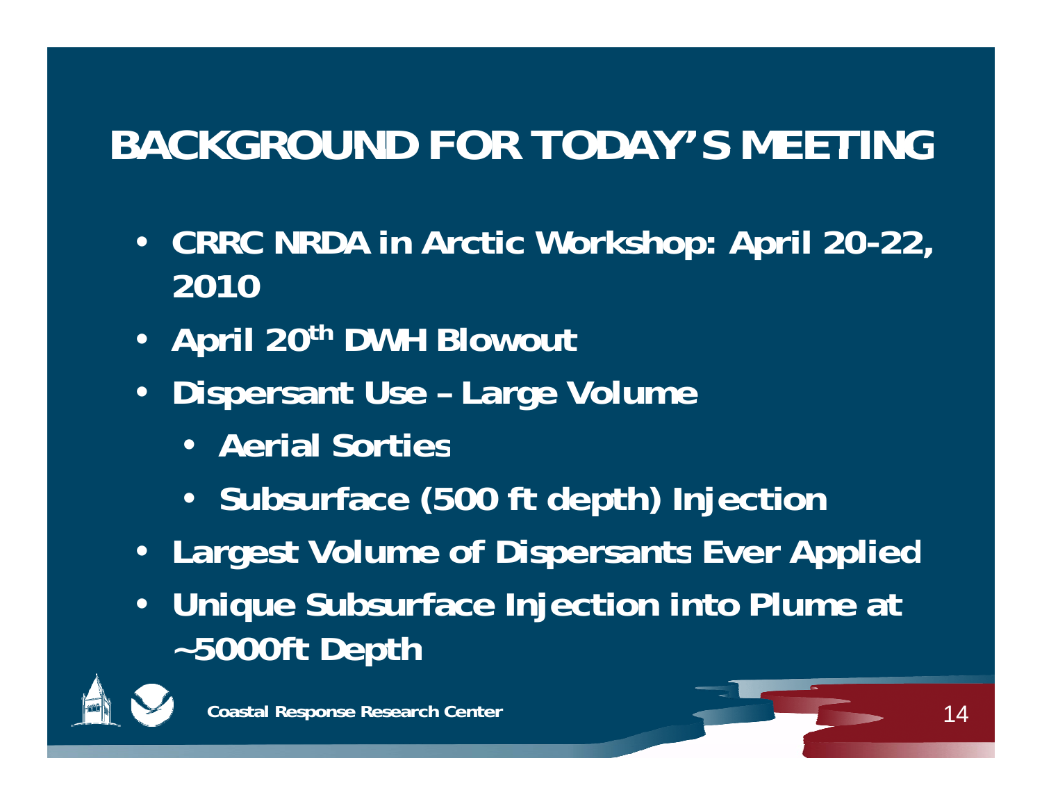# BACKGROUND FOR TODAY'S MEETING

- **CRRC NRDA in Arctic Workshop: April 20-22, 2010**
- **April 20th DWH Blowout**
- **Dispersant Use – Large Volume**
  - **Aerial Sorties**
  - **Subsurface (500 ft depth) Injection**
- **Largest Volume of Dispersants Ever Applied**
- **Unique Subsurface Injection into Plume at ~5000ft Depth**

**Coastal Response Research Center**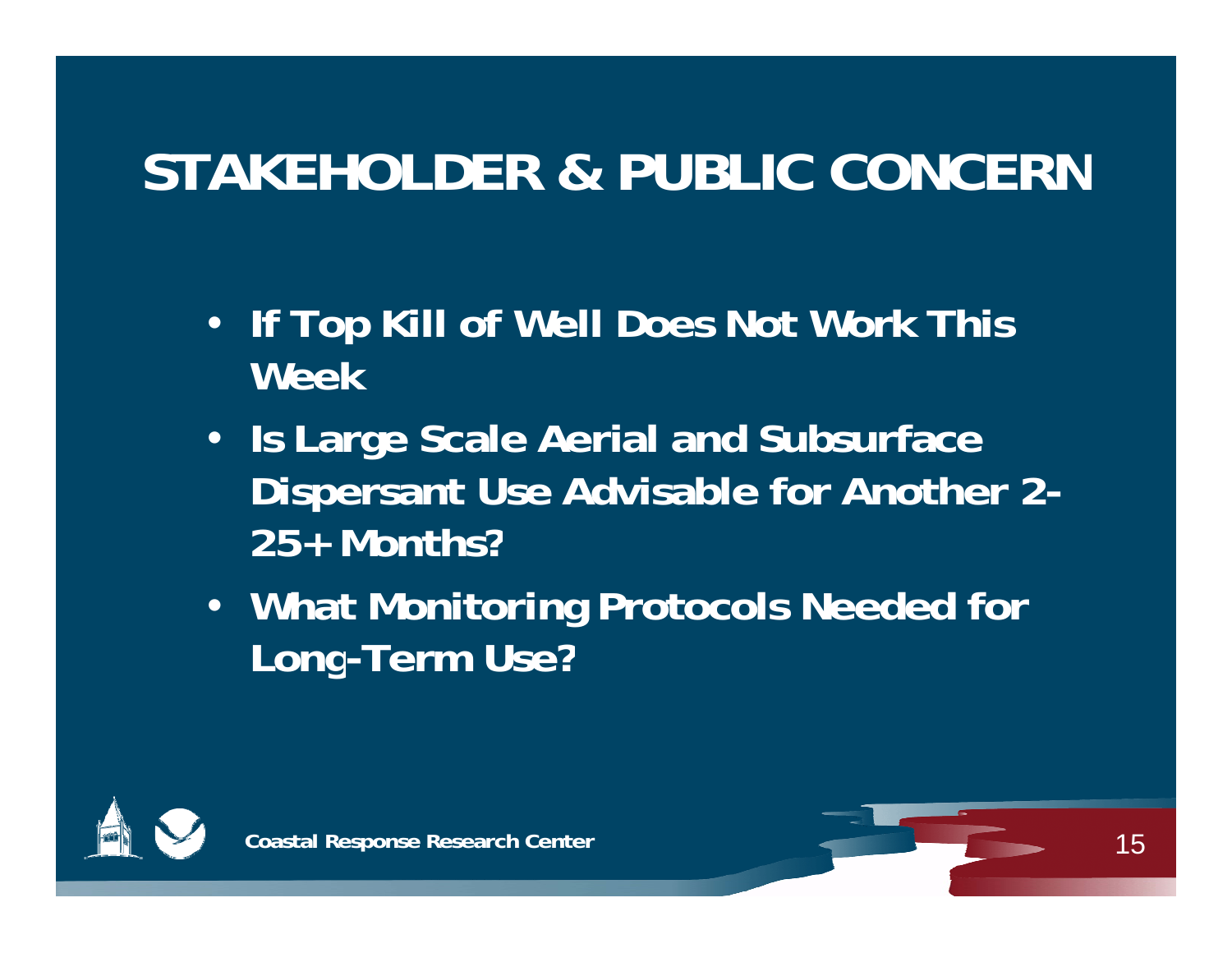# STAKEHOLDER & PUBLIC CONCERN

- If Top Kill of Well Does Not Work This Week
- Is Large Scale Aerial and Subsurface Dispersant Use Advisable for Another 2-25+ Months?
- What Monitoring Protocols Needed for Long-Term Use?

Coastal Response Research Center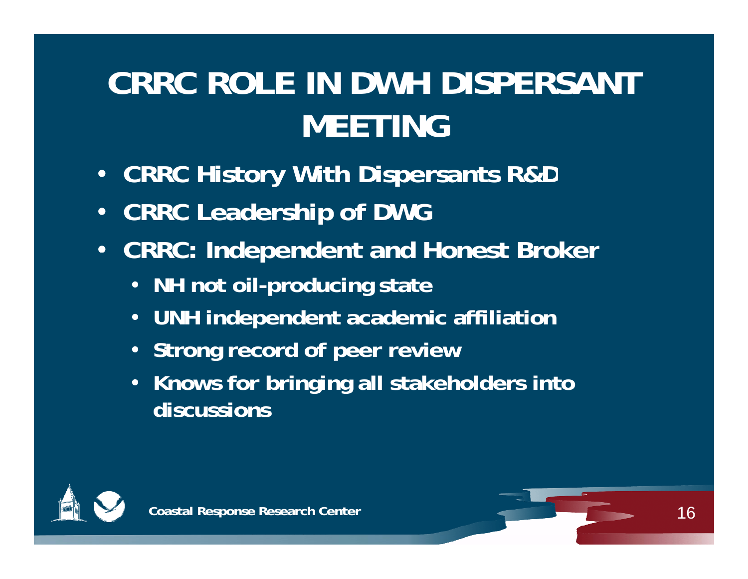# CRRC ROLE IN DWH DISPERSANT MEETING

- CRRC History With Dispersants R&D
- CRRC Leadership of DWG
- CRRC: Independent and Honest Broker
  - NH not oil-producing state
  - UNH independent academic affiliation
  - Strong record of peer review
  - Knows for bringing all stakeholders into discussions

Coastal Response Research Center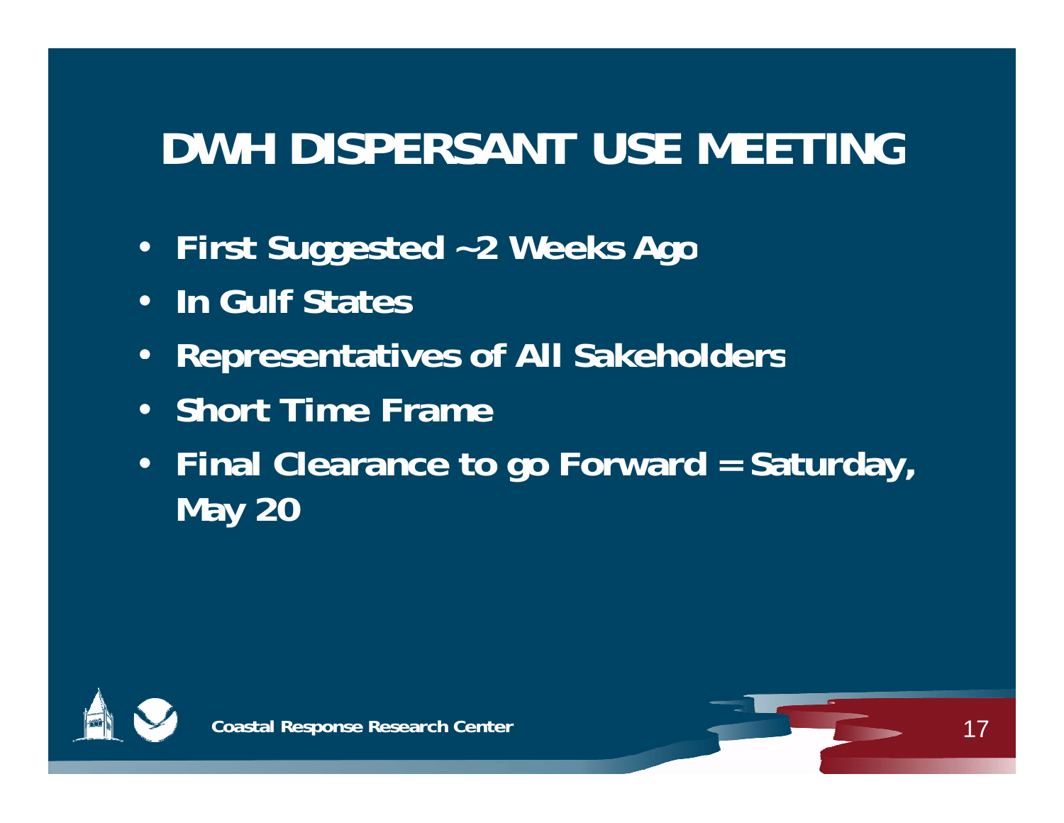# DWH DISPERSANT USE MEETING

- First Suggested ~2 Weeks Ago
- In Gulf States
- Representatives of All Sakeholders
- Short Time Frame
- Final Clearance to go Forward = Saturday, May 20

Coastal Response Research Center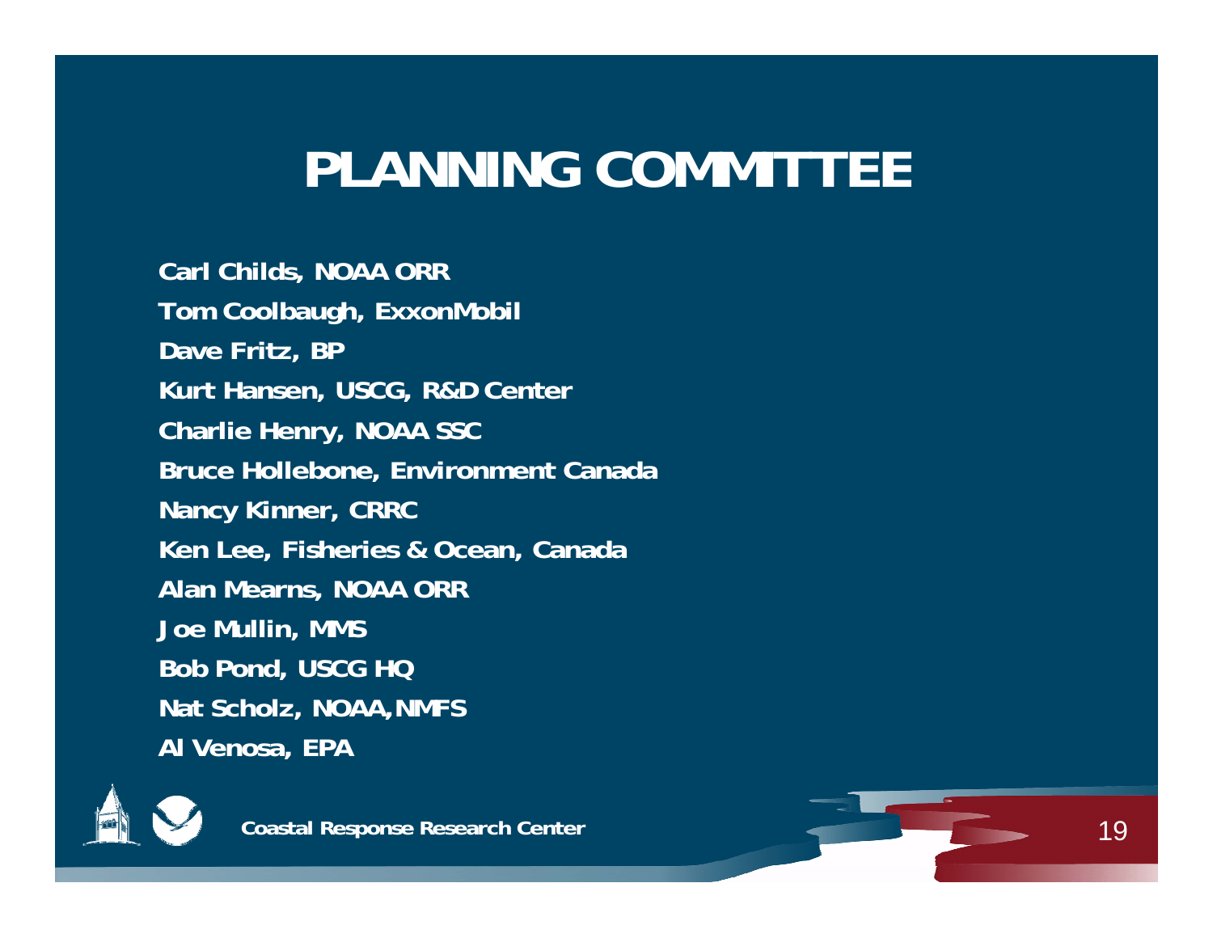# PLANNING COMMITTEE

Carl Childs, NOAA ORR

Tom Coolbaugh, ExxonMobil

Dave Fritz, BP

Kurt Hansen, USCG, R&D Center

Charlie Henry, NOAA SSC

Bruce Hollebone, Environment Canada

Nancy Kinner, CRRC

Ken Lee, Fisheries & Ocean, Canada

Alan Mearns, NOAA ORR

Joe Mullin, MMS

Bob Pond, USCG HQ

Nat Scholz, NOAA, NMFS

Al Venosa, EPA

Coastal Response Research Center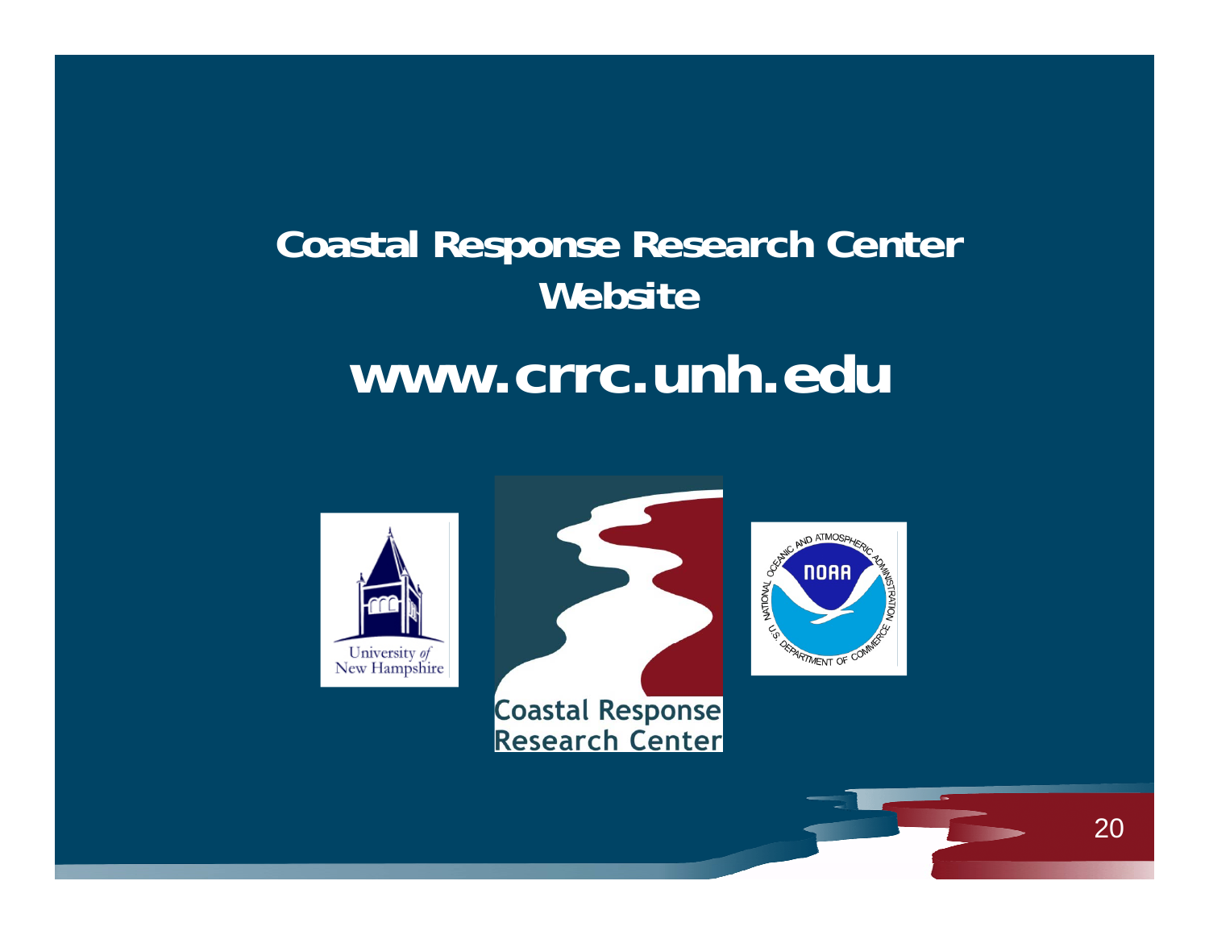# Coastal Response Research Center Website

## www.crrc.unh.edu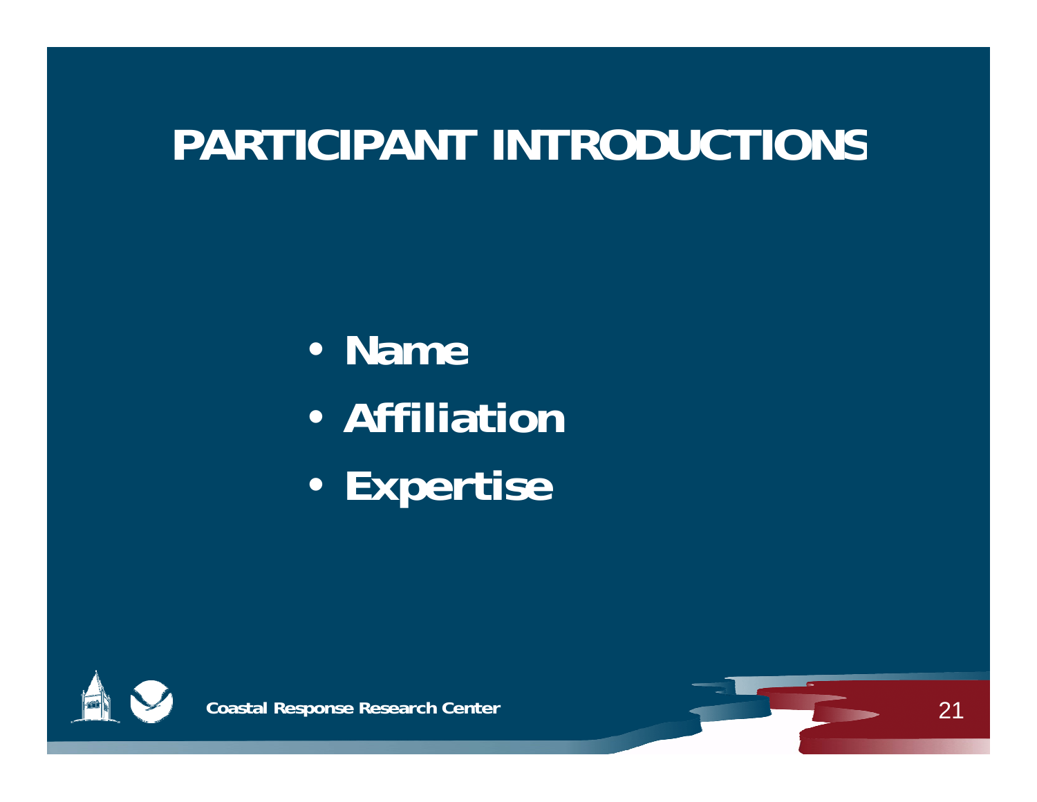# PARTICIPANT INTRODUCTIONS

- **Name**
- **Affiliation**
- **Expertise**

**Coastal Response Research Center**